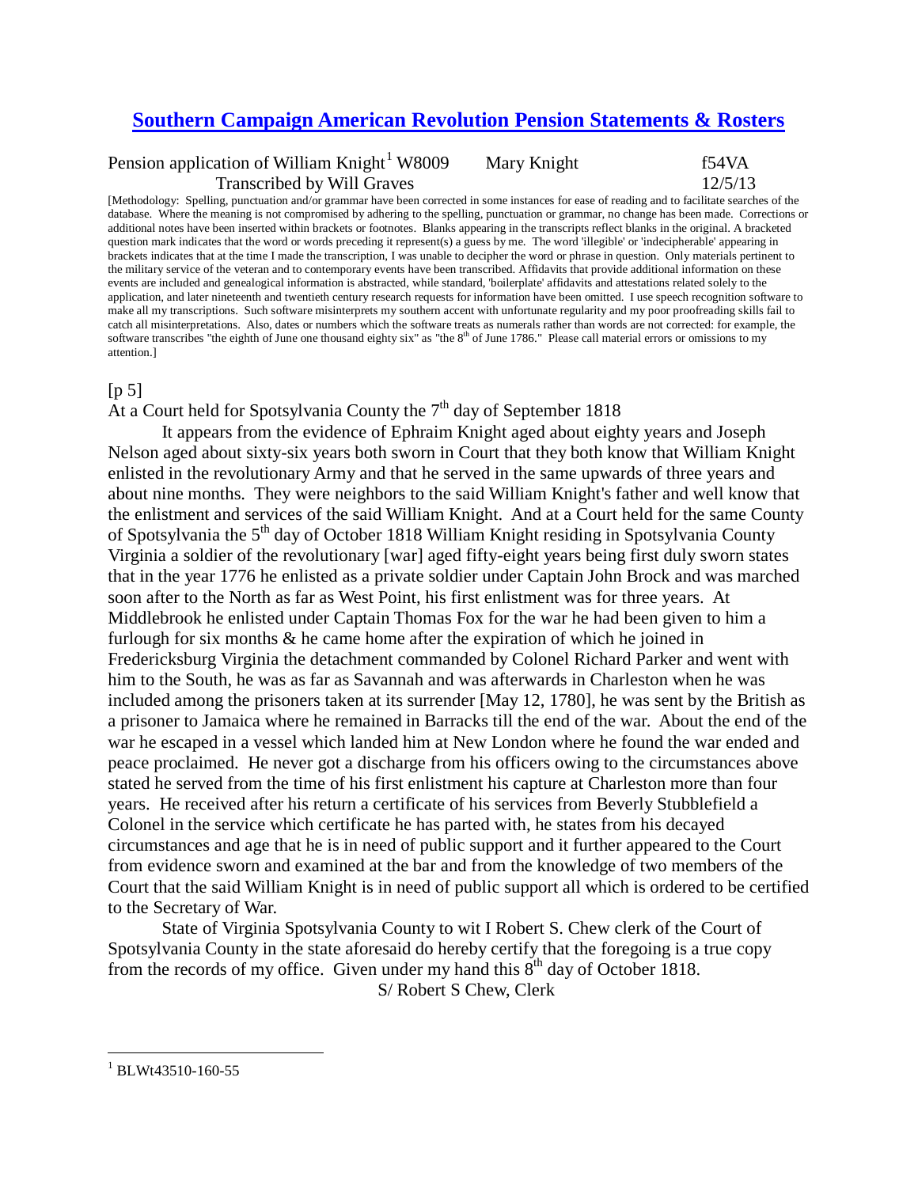# [Southern Campaign American Revolution Pension Statements & Rosters](#)

Pension application of William Knight[1] W8009 Mary Knight f54VA

Transcribed by Will Graves 12/5/13

[Methodology: Spelling, punctuation and/or grammar have been corrected in some instances for ease of reading and to facilitate searches of the database. Where the meaning is not compromised by adhering to the spelling, punctuation or grammar, no change has been made. Corrections or additional notes have been inserted within brackets or footnotes. Blanks appearing in the transcripts reflect blanks in the original. A bracketed question mark indicates that the word or words preceding it represent(s) a guess by me. The word 'illegible' or 'indecipherable' appearing in brackets indicates that at the time I made the transcription, I was unable to decipher the word or phrase in question. Only materials pertinent to the military service of the veteran and to contemporary events have been transcribed. Affidavits that provide additional information on these events are included and genealogical information is abstracted, while standard, 'boilerplate' affidavits and attestations related solely to the application, and later nineteenth and twentieth century research requests for information have been omitted. I use speech recognition software to make all my transcriptions. Such software misinterprets my southern accent with unfortunate regularity and my poor proofreading skills fail to catch all misinterpretations. Also, dates or numbers which the software treats as numerals rather than words are not corrected: for example, the software transcribes "the eighth of June one thousand eighty six" as "the 8th of June 1786." Please call material errors or omissions to my attention.]

[p 5]

At a Court held for Spotsylvania County the 7th day of September 1818

It appears from the evidence of Ephraim Knight aged about eighty years and Joseph Nelson aged about sixty-six years both sworn in Court that they both know that William Knight enlisted in the revolutionary Army and that he served in the same upwards of three years and about nine months. They were neighbors to the said William Knight's father and well know that the enlistment and services of the said William Knight. And at a Court held for the same County of Spotsylvania the 5th day of October 1818 William Knight residing in Spotsylvania County Virginia a soldier of the revolutionary [war] aged fifty-eight years being first duly sworn states that in the year 1776 he enlisted as a private soldier under Captain John Brock and was marched soon after to the North as far as West Point, his first enlistment was for three years. At Middlebrook he enlisted under Captain Thomas Fox for the war he had been given to him a furlough for six months & he came home after the expiration of which he joined in Fredericksburg Virginia the detachment commanded by Colonel Richard Parker and went with him to the South, he was as far as Savannah and was afterwards in Charleston when he was included among the prisoners taken at its surrender [May 12, 1780], he was sent by the British as a prisoner to Jamaica where he remained in Barracks till the end of the war. About the end of the war he escaped in a vessel which landed him at New London where he found the war ended and peace proclaimed. He never got a discharge from his officers owing to the circumstances above stated he served from the time of his first enlistment his capture at Charleston more than four years. He received after his return a certificate of his services from Beverly Stubblefield a Colonel in the service which certificate he has parted with, he states from his decayed circumstances and age that he is in need of public support and it further appeared to the Court from evidence sworn and examined at the bar and from the knowledge of two members of the Court that the said William Knight is in need of public support all which is ordered to be certified to the Secretary of War.

State of Virginia Spotsylvania County to wit I Robert S. Chew clerk of the Court of Spotsylvania County in the state aforesaid do hereby certify that the foregoing is a true copy from the records of my office. Given under my hand this 8th day of October 1818.

S/ Robert S Chew, Clerk

---

[1] BLWt43510-160-55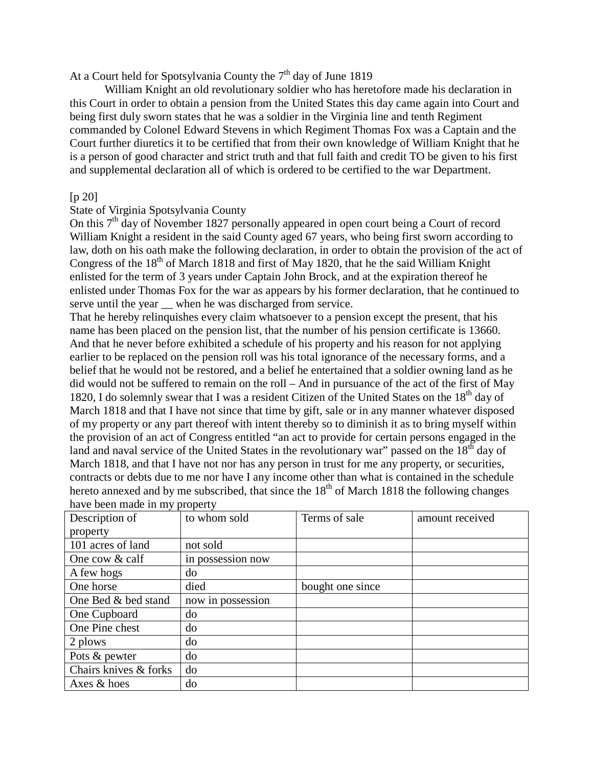At a Court held for Spotsylvania County the 7th day of June 1819

William Knight an old revolutionary soldier who has heretofore made his declaration in this Court in order to obtain a pension from the United States this day came again into Court and being first duly sworn states that he was a soldier in the Virginia line and tenth Regiment commanded by Colonel Edward Stevens in which Regiment Thomas Fox was a Captain and the Court further diuretics it to be certified that from their own knowledge of William Knight that he is a person of good character and strict truth and that full faith and credit TO be given to his first and supplemental declaration all of which is ordered to be certified to the war Department.

[p 20]

State of Virginia Spotsylvania County

On this 7th day of November 1827 personally appeared in open court being a Court of record William Knight a resident in the said County aged 67 years, who being first sworn according to law, doth on his oath make the following declaration, in order to obtain the provision of the act of Congress of the 18th of March 1818 and first of May 1820, that he the said William Knight enlisted for the term of 3 years under Captain John Brock, and at the expiration thereof he enlisted under Thomas Fox for the war as appears by his former declaration, that he continued to serve until the year __ when he was discharged from service.

That he hereby relinquishes every claim whatsoever to a pension except the present, that his name has been placed on the pension list, that the number of his pension certificate is 13660. And that he never before exhibited a schedule of his property and his reason for not applying earlier to be replaced on the pension roll was his total ignorance of the necessary forms, and a belief that he would not be restored, and a belief he entertained that a soldier owning land as he did would not be suffered to remain on the roll – And in pursuance of the act of the first of May 1820, I do solemnly swear that I was a resident Citizen of the United States on the 18th day of March 1818 and that I have not since that time by gift, sale or in any manner whatever disposed of my property or any part thereof with intent thereby so to diminish it as to bring myself within the provision of an act of Congress entitled "an act to provide for certain persons engaged in the land and naval service of the United States in the revolutionary war" passed on the 18th day of March 1818, and that I have not nor has any person in trust for me any property, or securities, contracts or debts due to me nor have I any income other than what is contained in the schedule hereto annexed and by me subscribed, that since the 18th of March 1818 the following changes have been made in my property

| Description of property | to whom sold | Terms of sale | amount received |
|---|---|---|---|
| 101 acres of land | not sold | | |
| One cow & calf | in possession now | | |
| A few hogs | do | | |
| One horse | died | bought one since | |
| One Bed & bed stand | now in possession | | |
| One Cupboard | do | | |
| One Pine chest | do | | |
| 2 plows | do | | |
| Pots & pewter | do | | |
| Chairs knives & forks | do | | |
| Axes & hoes | do | | |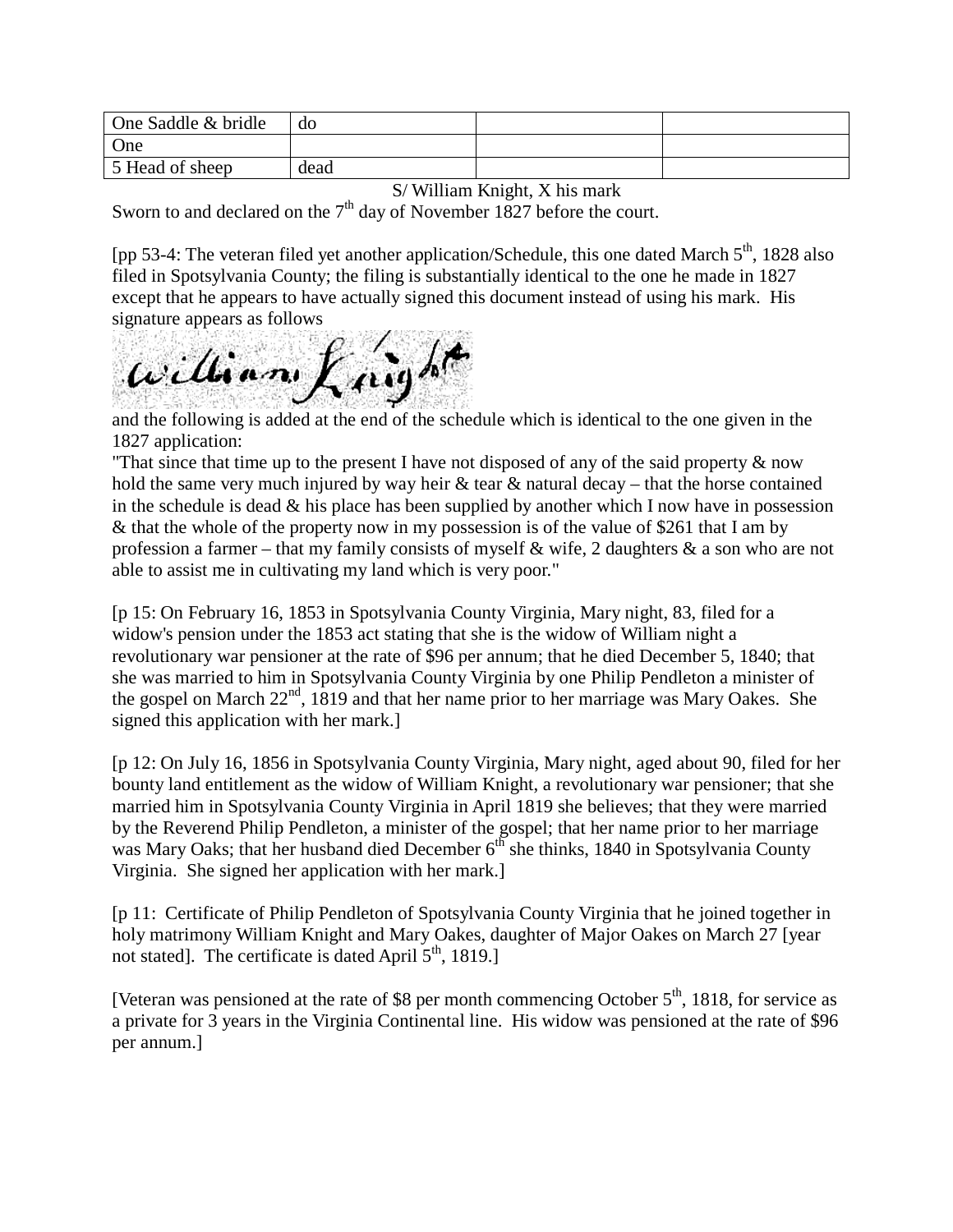| | | | |
|---|---|---|---|
| One Saddle & bridle | do | | |
| One | | | |
| 5 Head of sheep | dead | | |

S/ William Knight, X his mark

Sworn to and declared on the 7th day of November 1827 before the court.

[pp 53-4: The veteran filed yet another application/Schedule, this one dated March 5th, 1828 also filed in Spotsylvania County; the filing is substantially identical to the one he made in 1827 except that he appears to have actually signed this document instead of using his mark. His signature appears as follows

and the following is added at the end of the schedule which is identical to the one given in the 1827 application:

"That since that time up to the present I have not disposed of any of the said property & now hold the same very much injured by way heir & tear & natural decay – that the horse contained in the schedule is dead & his place has been supplied by another which I now have in possession & that the whole of the property now in my possession is of the value of $261 that I am by profession a farmer – that my family consists of myself & wife, 2 daughters & a son who are not able to assist me in cultivating my land which is very poor."

[p 15: On February 16, 1853 in Spotsylvania County Virginia, Mary night, 83, filed for a widow's pension under the 1853 act stating that she is the widow of William night a revolutionary war pensioner at the rate of $96 per annum; that he died December 5, 1840; that she was married to him in Spotsylvania County Virginia by one Philip Pendleton a minister of the gospel on March 22nd, 1819 and that her name prior to her marriage was Mary Oakes. She signed this application with her mark.]

[p 12: On July 16, 1856 in Spotsylvania County Virginia, Mary night, aged about 90, filed for her bounty land entitlement as the widow of William Knight, a revolutionary war pensioner; that she married him in Spotsylvania County Virginia in April 1819 she believes; that they were married by the Reverend Philip Pendleton, a minister of the gospel; that her name prior to her marriage was Mary Oaks; that her husband died December 6th she thinks, 1840 in Spotsylvania County Virginia. She signed her application with her mark.]

[p 11: Certificate of Philip Pendleton of Spotsylvania County Virginia that he joined together in holy matrimony William Knight and Mary Oakes, daughter of Major Oakes on March 27 [year not stated]. The certificate is dated April 5th, 1819.]

[Veteran was pensioned at the rate of $8 per month commencing October 5th, 1818, for service as a private for 3 years in the Virginia Continental line. His widow was pensioned at the rate of $96 per annum.]